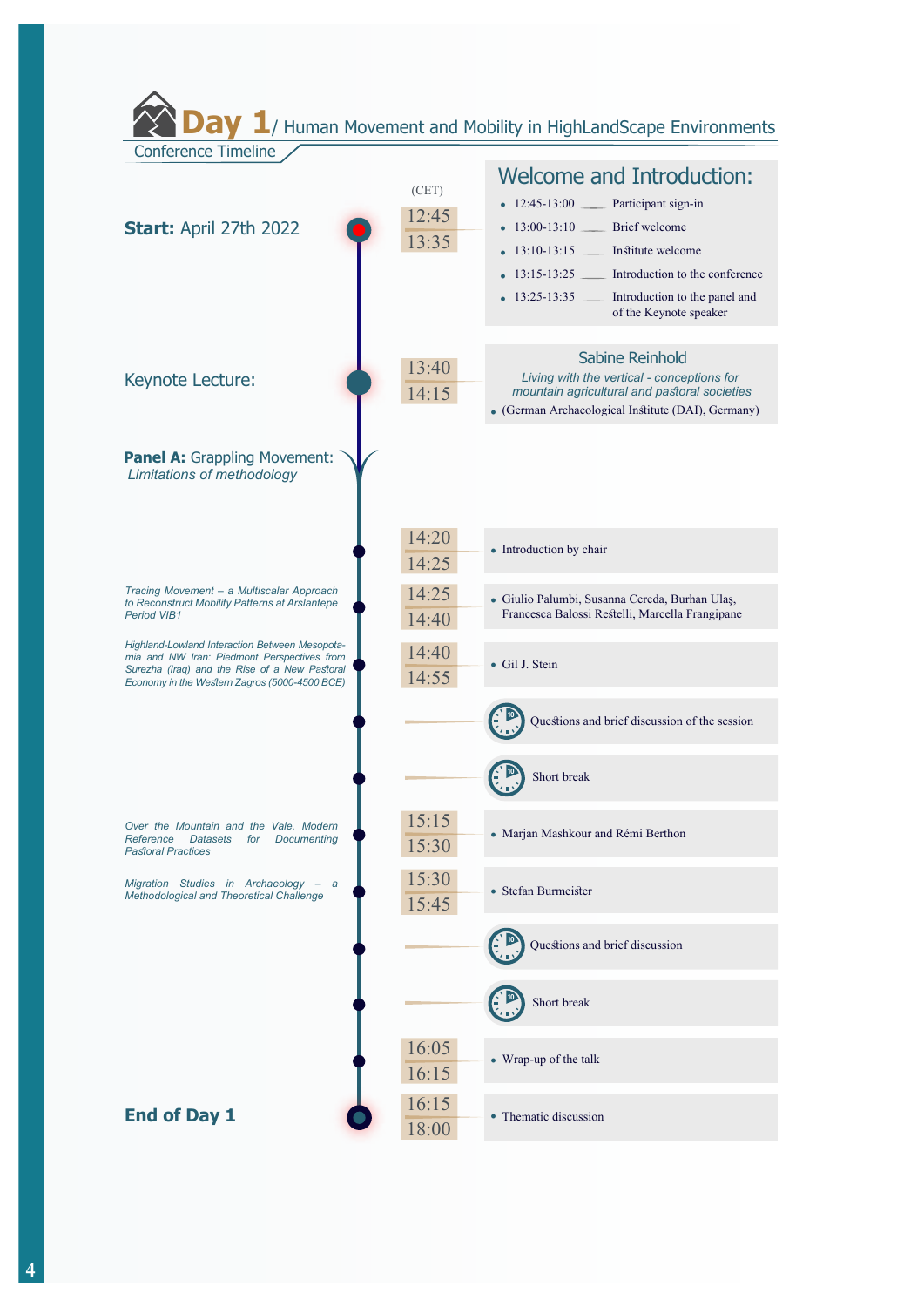# Day 1/ Human Movement and Mobility in HighLandScape Environments

Conference Timeline

(CET)

**Start:** April 27th 2022

12:45 – 13:35

## Welcome and Introduction:

- 12:45-13:00 ___ Participant sign-in
- 13:00-13:10 ___ Brief welcome
- 13:10-13:15 ___ Institute welcome
- 13:15-13:25 ___ Introduction to the conference
- 13:25-13:35 ___ Introduction to the panel and of the Keynote speaker

Keynote Lecture:

13:40 – 14:15

Sabine Reinhold

*Living with the vertical - conceptions for mountain agricultural and pastoral societies*

- (German Archaeological Institute (DAI), Germany)

**Panel A:** Grappling Movement: *Limitations of methodology*

14:20 – 14:25

- Introduction by chair

*Tracing Movement – a Multiscalar Approach to Reconstruct Mobility Patterns at Arslantepe Period VIB1*

14:25 – 14:40

- Giulio Palumbi, Susanna Cereda, Burhan Ulaş, Francesca Balossi Restelli, Marcella Frangipane

*Highland-Lowland Interaction Between Mesopotamia and NW Iran: Piedmont Perspectives from Surezha (Iraq) and the Rise of a New Pastoral Economy in the Western Zagros (5000-4500 BCE)*

14:40 – 14:55

- Gil J. Stein

Questions and brief discussion of the session

Short break

*Over the Mountain and the Vale. Modern Reference Datasets for Documenting Pastoral Practices*

15:15 – 15:30

- Marjan Mashkour and Rémi Berthon

*Migration Studies in Archaeology – a Methodological and Theoretical Challenge*

15:30 – 15:45

- Stefan Burmeister

Questions and brief discussion

Short break

16:05 – 16:15

- Wrap-up of the talk

**End of Day 1**

16:15 – 18:00

- Thematic discussion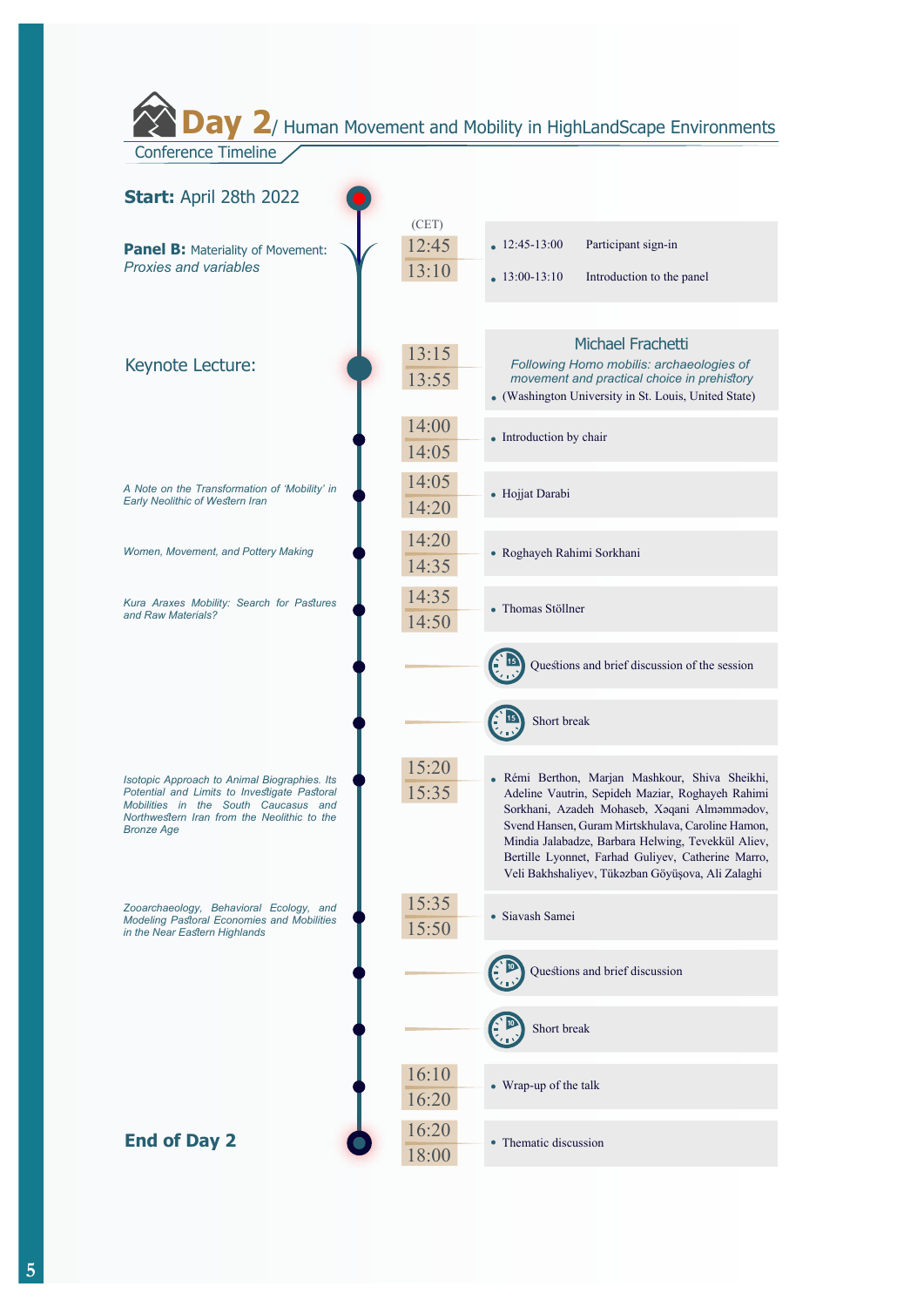# Day 2 / Human Movement and Mobility in HighLandScape Environments

Conference Timeline

**Start:** April 28th 2022

**Panel B:** Materiality of Movement: *Proxies and variables*

| Session / Title | Time (CET) | Details |
| --- | --- | --- |
| | 12:45–13:10 | • 12:45-13:00 Participant sign-in<br>• 13:00-13:10 Introduction to the panel |
| Keynote Lecture: | 13:15–13:55 | Michael Frachetti<br>*Following Homo mobilis: archaeologies of movement and practical choice in prehistory*<br>• (Washington University in St. Louis, United State) |
| | 14:00–14:05 | • Introduction by chair |
| *A Note on the Transformation of 'Mobility' in Early Neolithic of Western Iran* | 14:05–14:20 | • Hojjat Darabi |
| *Women, Movement, and Pottery Making* | 14:20–14:35 | • Roghayeh Rahimi Sorkhani |
| *Kura Araxes Mobility: Search for Pastures and Raw Materials?* | 14:35–14:50 | • Thomas Stöllner |
| | 15 | Questions and brief discussion of the session |
| | 15 | Short break |
| *Isotopic Approach to Animal Biographies. Its Potential and Limits to Investigate Pastoral Mobilities in the South Caucasus and Northwestern Iran from the Neolithic to the Bronze Age* | 15:20–15:35 | • Rémi Berthon, Marjan Mashkour, Shiva Sheikhi, Adeline Vautrin, Sepideh Maziar, Roghayeh Rahimi Sorkhani, Azadeh Mohaseb, Xəqani Alməmmədov, Svend Hansen, Guram Mirtskhulava, Caroline Hamon, Mindia Jalabadze, Barbara Helwing, Tevekkül Aliev, Bertille Lyonnet, Farhad Guliyev, Catherine Marro, Veli Bakhshaliyev, Tükəzban Göyüşova, Ali Zalaghi |
| *Zooarchaeology, Behavioral Ecology, and Modeling Pastoral Economies and Mobilities in the Near Eastern Highlands* | 15:35–15:50 | • Siavash Samei |
| | 10 | Questions and brief discussion |
| | 10 | Short break |
| | 16:10–16:20 | • Wrap-up of the talk |
| **End of Day 2** | 16:20–18:00 | • Thematic discussion |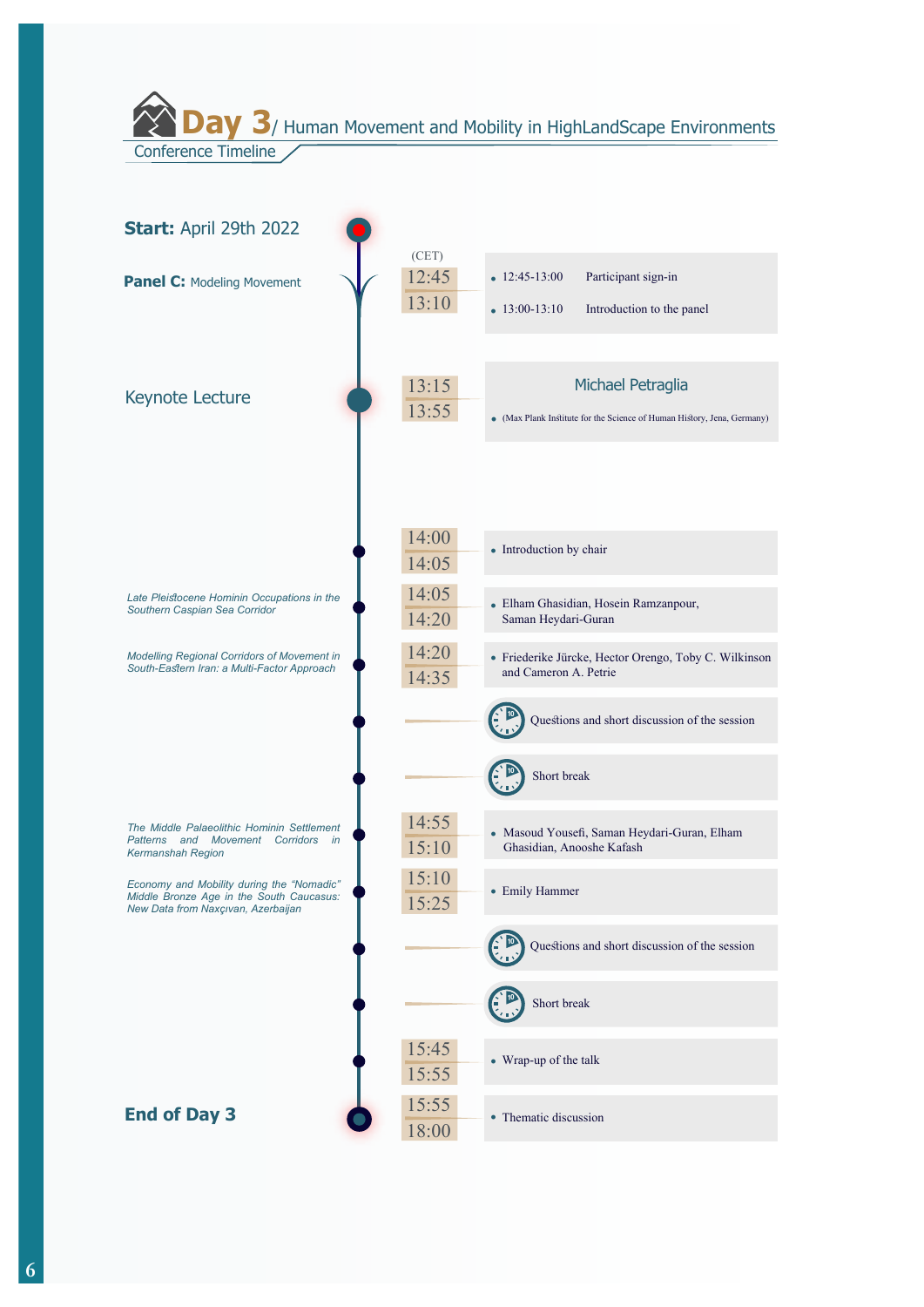# Day 3/ Human Movement and Mobility in HighLandScape Environments

Conference Timeline

**Start:** April 29th 2022

**Panel C:** Modeling Movement

(CET)

12:45 – 13:10

- 12:45-13:00 Participant sign-in
- 13:00-13:10 Introduction to the panel

**Keynote Lecture**

13:15 – 13:55

Michael Petraglia

- (Max Plank Institute for the Science of Human History, Jena, Germany)

14:00 – 14:05

- Introduction by chair

*Late Pleistocene Hominin Occupations in the Southern Caspian Sea Corridor*

14:05 – 14:20

- Elham Ghasidian, Hosein Ramzanpour, Saman Heydari-Guran

*Modelling Regional Corridors of Movement in South-Eastern Iran: a Multi-Factor Approach*

14:20 – 14:35

- Friederike Jürcke, Hector Orengo, Toby C. Wilkinson and Cameron A. Petrie

Questions and short discussion of the session

Short break

*The Middle Palaeolithic Hominin Settlement Patterns and Movement Corridors in Kermanshah Region*

14:55 – 15:10

- Masoud Yousefi, Saman Heydari-Guran, Elham Ghasidian, Anooshe Kafash

*Economy and Mobility during the "Nomadic" Middle Bronze Age in the South Caucasus: New Data from Naxçıvan, Azerbaijan*

15:10 – 15:25

- Emily Hammer

Questions and short discussion of the session

Short break

15:45 – 15:55

- Wrap-up of the talk

**End of Day 3**

15:55 – 18:00

- Thematic discussion